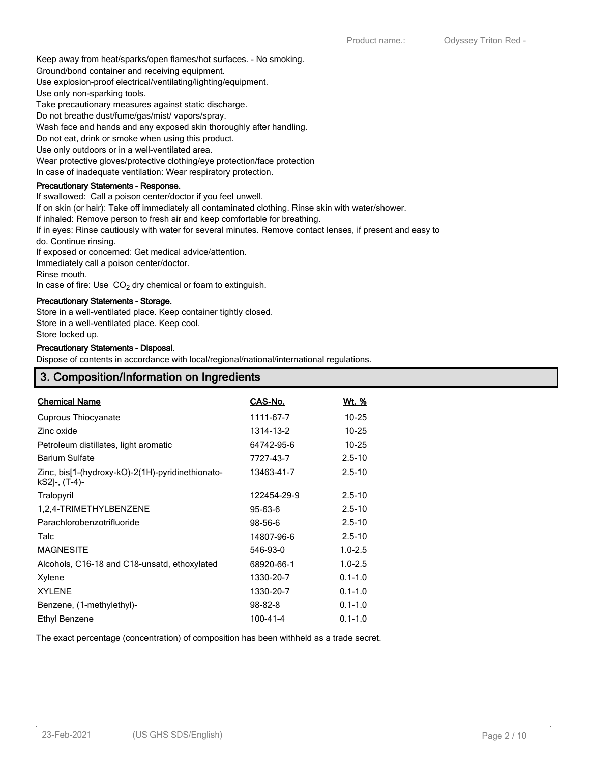Keep away from heat/sparks/open flames/hot surfaces. - No smoking.
Ground/bond container and receiving equipment.
Use explosion-proof electrical/ventilating/lighting/equipment.
Use only non-sparking tools.
Take precautionary measures against static discharge.
Do not breathe dust/fume/gas/mist/ vapors/spray.
Wash face and hands and any exposed skin thoroughly after handling.
Do not eat, drink or smoke when using this product.
Use only outdoors or in a well-ventilated area.
Wear protective gloves/protective clothing/eye protection/face protection
In case of inadequate ventilation: Wear respiratory protection.

**Precautionary Statements - Response.**

If swallowed: Call a poison center/doctor if you feel unwell.
If on skin (or hair): Take off immediately all contaminated clothing. Rinse skin with water/shower.
If inhaled: Remove person to fresh air and keep comfortable for breathing.
If in eyes: Rinse cautiously with water for several minutes. Remove contact lenses, if present and easy to do. Continue rinsing.
If exposed or concerned: Get medical advice/attention.
Immediately call a poison center/doctor.
Rinse mouth.
In case of fire: Use $CO_2$ dry chemical or foam to extinguish.

**Precautionary Statements - Storage.**

Store in a well-ventilated place. Keep container tightly closed.
Store in a well-ventilated place. Keep cool.
Store locked up.

**Precautionary Statements - Disposal.**

Dispose of contents in accordance with local/regional/national/international regulations.

## 3. Composition/Information on Ingredients

| Chemical Name | CAS-No. | Wt. % |
|---|---|---|
| Cuprous Thiocyanate | 1111-67-7 | 10-25 |
| Zinc oxide | 1314-13-2 | 10-25 |
| Petroleum distillates, light aromatic | 64742-95-6 | 10-25 |
| Barium Sulfate | 7727-43-7 | 2.5-10 |
| Zinc, bis[1-(hydroxy-kO)-2(1H)-pyridinethionato-kS2]-, (T-4)- | 13463-41-7 | 2.5-10 |
| Tralopyril | 122454-29-9 | 2.5-10 |
| 1,2,4-TRIMETHYLBENZENE | 95-63-6 | 2.5-10 |
| Parachlorobenzotrifluoride | 98-56-6 | 2.5-10 |
| Talc | 14807-96-6 | 2.5-10 |
| MAGNESITE | 546-93-0 | 1.0-2.5 |
| Alcohols, C16-18 and C18-unsatd, ethoxylated | 68920-66-1 | 1.0-2.5 |
| Xylene | 1330-20-7 | 0.1-1.0 |
| XYLENE | 1330-20-7 | 0.1-1.0 |
| Benzene, (1-methylethyl)- | 98-82-8 | 0.1-1.0 |
| Ethyl Benzene | 100-41-4 | 0.1-1.0 |

The exact percentage (concentration) of composition has been withheld as a trade secret.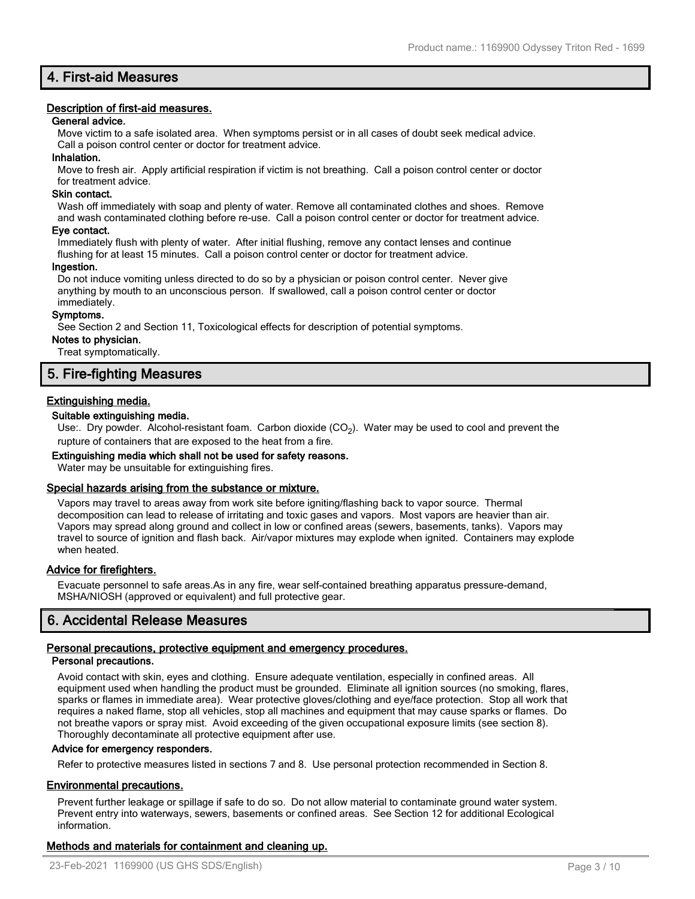## 4. First-aid Measures

### Description of first-aid measures.

**General advice.**

Move victim to a safe isolated area. When symptoms persist or in all cases of doubt seek medical advice. Call a poison control center or doctor for treatment advice.

**Inhalation.**

Move to fresh air. Apply artificial respiration if victim is not breathing. Call a poison control center or doctor for treatment advice.

**Skin contact.**

Wash off immediately with soap and plenty of water. Remove all contaminated clothes and shoes. Remove and wash contaminated clothing before re-use. Call a poison control center or doctor for treatment advice.

**Eye contact.**

Immediately flush with plenty of water. After initial flushing, remove any contact lenses and continue flushing for at least 15 minutes. Call a poison control center or doctor for treatment advice.

**Ingestion.**

Do not induce vomiting unless directed to do so by a physician or poison control center. Never give anything by mouth to an unconscious person. If swallowed, call a poison control center or doctor immediately.

**Symptoms.**

See Section 2 and Section 11, Toxicological effects for description of potential symptoms.

**Notes to physician.**

Treat symptomatically.

## 5. Fire-fighting Measures

### Extinguishing media.

**Suitable extinguishing media.**

Use:. Dry powder. Alcohol-resistant foam. Carbon dioxide ($CO_2$). Water may be used to cool and prevent the rupture of containers that are exposed to the heat from a fire.

**Extinguishing media which shall not be used for safety reasons.**

Water may be unsuitable for extinguishing fires.

### Special hazards arising from the substance or mixture.

Vapors may travel to areas away from work site before igniting/flashing back to vapor source. Thermal decomposition can lead to release of irritating and toxic gases and vapors. Most vapors are heavier than air. Vapors may spread along ground and collect in low or confined areas (sewers, basements, tanks). Vapors may travel to source of ignition and flash back. Air/vapor mixtures may explode when ignited. Containers may explode when heated.

### Advice for firefighters.

Evacuate personnel to safe areas.As in any fire, wear self-contained breathing apparatus pressure-demand, MSHA/NIOSH (approved or equivalent) and full protective gear.

## 6. Accidental Release Measures

### Personal precautions, protective equipment and emergency procedures.

**Personal precautions.**

Avoid contact with skin, eyes and clothing. Ensure adequate ventilation, especially in confined areas. All equipment used when handling the product must be grounded. Eliminate all ignition sources (no smoking, flares, sparks or flames in immediate area). Wear protective gloves/clothing and eye/face protection. Stop all work that requires a naked flame, stop all vehicles, stop all machines and equipment that may cause sparks or flames. Do not breathe vapors or spray mist. Avoid exceeding of the given occupational exposure limits (see section 8). Thoroughly decontaminate all protective equipment after use.

**Advice for emergency responders.**

Refer to protective measures listed in sections 7 and 8. Use personal protection recommended in Section 8.

### Environmental precautions.

Prevent further leakage or spillage if safe to do so. Do not allow material to contaminate ground water system. Prevent entry into waterways, sewers, basements or confined areas. See Section 12 for additional Ecological information.

### Methods and materials for containment and cleaning up.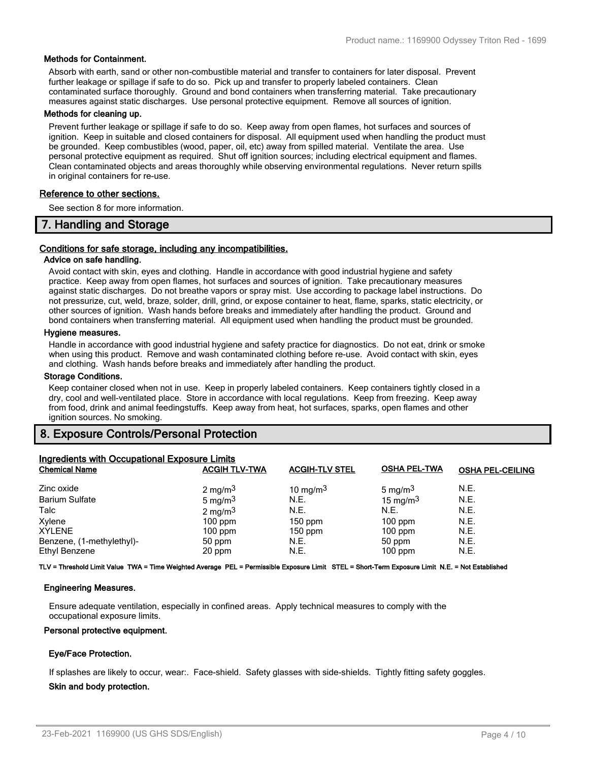**Methods for Containment.**

Absorb with earth, sand or other non-combustible material and transfer to containers for later disposal. Prevent further leakage or spillage if safe to do so. Pick up and transfer to properly labeled containers. Clean contaminated surface thoroughly. Ground and bond containers when transferring material. Take precautionary measures against static discharges. Use personal protective equipment. Remove all sources of ignition.

**Methods for cleaning up.**

Prevent further leakage or spillage if safe to do so. Keep away from open flames, hot surfaces and sources of ignition. Keep in suitable and closed containers for disposal. All equipment used when handling the product must be grounded. Keep combustibles (wood, paper, oil, etc) away from spilled material. Ventilate the area. Use personal protective equipment as required. Shut off ignition sources; including electrical equipment and flames. Clean contaminated objects and areas thoroughly while observing environmental regulations. Never return spills in original containers for re-use.

**Reference to other sections.**

See section 8 for more information.

## 7. Handling and Storage

**Conditions for safe storage, including any incompatibilities.**

**Advice on safe handling.**

Avoid contact with skin, eyes and clothing. Handle in accordance with good industrial hygiene and safety practice. Keep away from open flames, hot surfaces and sources of ignition. Take precautionary measures against static discharges. Do not breathe vapors or spray mist. Use according to package label instructions. Do not pressurize, cut, weld, braze, solder, drill, grind, or expose container to heat, flame, sparks, static electricity, or other sources of ignition. Wash hands before breaks and immediately after handling the product. Ground and bond containers when transferring material. All equipment used when handling the product must be grounded.

**Hygiene measures.**

Handle in accordance with good industrial hygiene and safety practice for diagnostics. Do not eat, drink or smoke when using this product. Remove and wash contaminated clothing before re-use. Avoid contact with skin, eyes and clothing. Wash hands before breaks and immediately after handling the product.

**Storage Conditions.**

Keep container closed when not in use. Keep in properly labeled containers. Keep containers tightly closed in a dry, cool and well-ventilated place. Store in accordance with local regulations. Keep from freezing. Keep away from food, drink and animal feedingstuffs. Keep away from heat, hot surfaces, sparks, open flames and other ignition sources. No smoking.

## 8. Exposure Controls/Personal Protection

**Ingredients with Occupational Exposure Limits**

| Chemical Name | ACGIH TLV-TWA | ACGIH-TLV STEL | OSHA PEL-TWA | OSHA PEL-CEILING |
|---|---|---|---|---|
| Zinc oxide | 2 $mg/m^3$ | 10 $mg/m^3$ | 5 $mg/m^3$ | N.E. |
| Barium Sulfate | 5 $mg/m^3$ | N.E. | 15 $mg/m^3$ | N.E. |
| Talc | 2 $mg/m^3$ | N.E. | N.E. | N.E. |
| Xylene | 100 ppm | 150 ppm | 100 ppm | N.E. |
| XYLENE | 100 ppm | 150 ppm | 100 ppm | N.E. |
| Benzene, (1-methylethyl)- | 50 ppm | N.E. | 50 ppm | N.E. |
| Ethyl Benzene | 20 ppm | N.E. | 100 ppm | N.E. |

**TLV = Threshold Limit Value TWA = Time Weighted Average PEL = Permissible Exposure Limit STEL = Short-Term Exposure Limit N.E. = Not Established**

**Engineering Measures.**

Ensure adequate ventilation, especially in confined areas. Apply technical measures to comply with the occupational exposure limits.

**Personal protective equipment.**

**Eye/Face Protection.**

If splashes are likely to occur, wear:. Face-shield. Safety glasses with side-shields. Tightly fitting safety goggles.

**Skin and body protection.**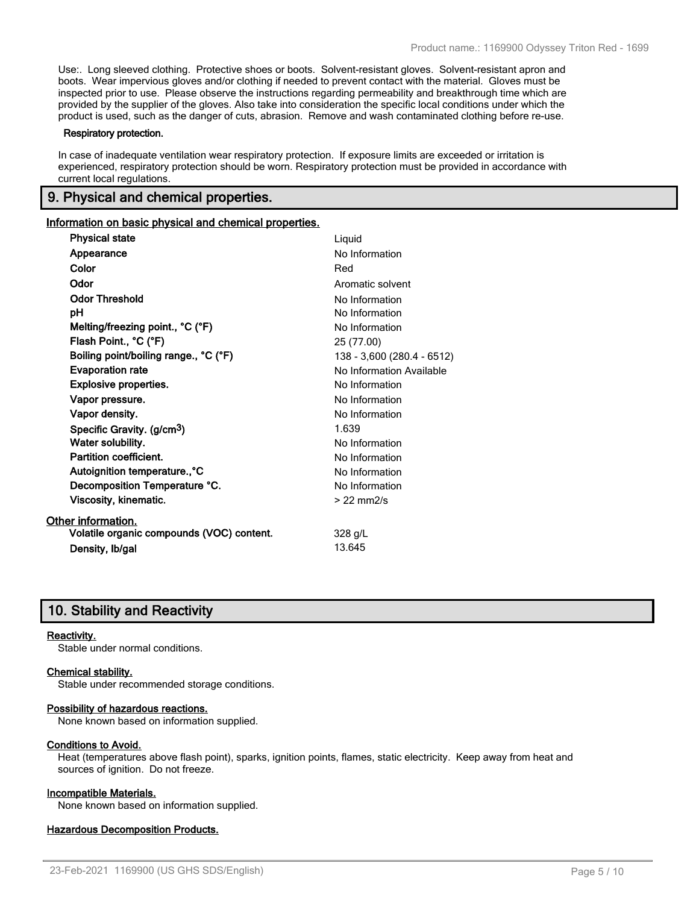Use:. Long sleeved clothing. Protective shoes or boots. Solvent-resistant gloves. Solvent-resistant apron and boots. Wear impervious gloves and/or clothing if needed to prevent contact with the material. Gloves must be inspected prior to use. Please observe the instructions regarding permeability and breakthrough time which are provided by the supplier of the gloves. Also take into consideration the specific local conditions under which the product is used, such as the danger of cuts, abrasion. Remove and wash contaminated clothing before re-use.

**Respiratory protection.**

In case of inadequate ventilation wear respiratory protection. If exposure limits are exceeded or irritation is experienced, respiratory protection should be worn. Respiratory protection must be provided in accordance with current local regulations.

## 9. Physical and chemical properties.

**Information on basic physical and chemical properties.**

| Property | Value |
|---|---|
| **Physical state** | Liquid |
| **Appearance** | No Information |
| **Color** | Red |
| **Odor** | Aromatic solvent |
| **Odor Threshold** | No Information |
| **pH** | No Information |
| **Melting/freezing point., °C (°F)** | No Information |
| **Flash Point., °C (°F)** | 25 (77.00) |
| **Boiling point/boiling range., °C (°F)** | 138 - 3,600 (280.4 - 6512) |
| **Evaporation rate** | No Information Available |
| **Explosive properties.** | No Information |
| **Vapor pressure.** | No Information |
| **Vapor density.** | No Information |
| **Specific Gravity. (g/cm$^3$)** | 1.639 |
| **Water solubility.** | No Information |
| **Partition coefficient.** | No Information |
| **Autoignition temperature., °C** | No Information |
| **Decomposition Temperature °C.** | No Information |
| **Viscosity, kinematic.** | > 22 mm2/s |

**Other information.**

| Property | Value |
|---|---|
| **Volatile organic compounds (VOC) content.** | 328 g/L |
| **Density, lb/gal** | 13.645 |

## 10. Stability and Reactivity

**Reactivity.**
Stable under normal conditions.

**Chemical stability.**
Stable under recommended storage conditions.

**Possibility of hazardous reactions.**
None known based on information supplied.

**Conditions to Avoid.**
Heat (temperatures above flash point), sparks, ignition points, flames, static electricity. Keep away from heat and sources of ignition. Do not freeze.

**Incompatible Materials.**
None known based on information supplied.

**Hazardous Decomposition Products.**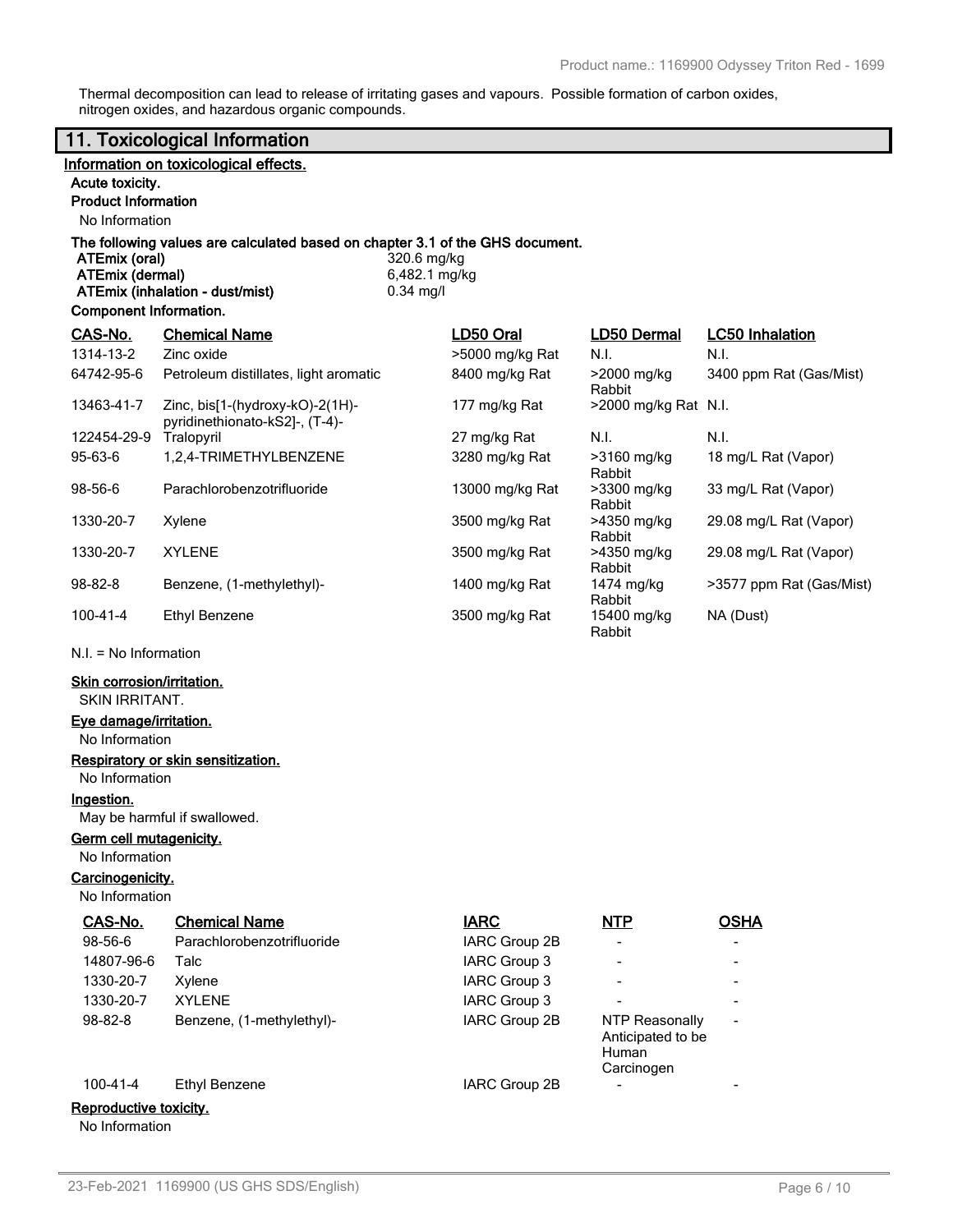Thermal decomposition can lead to release of irritating gases and vapours. Possible formation of carbon oxides, nitrogen oxides, and hazardous organic compounds.

## 11. Toxicological Information

**Information on toxicological effects.**

**Acute toxicity.**

**Product Information**

No Information

**The following values are calculated based on chapter 3.1 of the GHS document.**

| | |
|---|---|
| **ATEmix (oral)** | 320.6 mg/kg |
| **ATEmix (dermal)** | 6,482.1 mg/kg |
| **ATEmix (inhalation - dust/mist)** | 0.34 mg/l |

**Component Information.**

| CAS-No. | Chemical Name | LD50 Oral | LD50 Dermal | LC50 Inhalation |
|---|---|---|---|---|
| 1314-13-2 | Zinc oxide | >5000 mg/kg Rat | N.I. | N.I. |
| 64742-95-6 | Petroleum distillates, light aromatic | 8400 mg/kg Rat | >2000 mg/kg Rabbit | 3400 ppm Rat (Gas/Mist) |
| 13463-41-7 | Zinc, bis[1-(hydroxy-kO)-2(1H)-pyridinethionato-kS2]-, (T-4)- | 177 mg/kg Rat | >2000 mg/kg Rat | N.I. |
| 122454-29-9 | Tralopyril | 27 mg/kg Rat | N.I. | N.I. |
| 95-63-6 | 1,2,4-TRIMETHYLBENZENE | 3280 mg/kg Rat | >3160 mg/kg Rabbit | 18 mg/L Rat (Vapor) |
| 98-56-6 | Parachlorobenzotrifluoride | 13000 mg/kg Rat | >3300 mg/kg Rabbit | 33 mg/L Rat (Vapor) |
| 1330-20-7 | Xylene | 3500 mg/kg Rat | >4350 mg/kg Rabbit | 29.08 mg/L Rat (Vapor) |
| 1330-20-7 | XYLENE | 3500 mg/kg Rat | >4350 mg/kg Rabbit | 29.08 mg/L Rat (Vapor) |
| 98-82-8 | Benzene, (1-methylethyl)- | 1400 mg/kg Rat | 1474 mg/kg Rabbit | >3577 ppm Rat (Gas/Mist) |
| 100-41-4 | Ethyl Benzene | 3500 mg/kg Rat | 15400 mg/kg Rabbit | NA (Dust) |

N.I. = No Information

**Skin corrosion/irritation.**

SKIN IRRITANT.

**Eye damage/irritation.**

No Information

**Respiratory or skin sensitization.**

No Information

**Ingestion.**

May be harmful if swallowed.

**Germ cell mutagenicity.**

No Information

**Carcinogenicity.**

No Information

| CAS-No. | Chemical Name | IARC | NTP | OSHA |
|---|---|---|---|---|
| 98-56-6 | Parachlorobenzotrifluoride | IARC Group 2B | - | - |
| 14807-96-6 | Talc | IARC Group 3 | - | - |
| 1330-20-7 | Xylene | IARC Group 3 | - | - |
| 1330-20-7 | XYLENE | IARC Group 3 | - | - |
| 98-82-8 | Benzene, (1-methylethyl)- | IARC Group 2B | NTP Reasonably Anticipated to be Human Carcinogen | - |
| 100-41-4 | Ethyl Benzene | IARC Group 2B | - | - |

**Reproductive toxicity.**

No Information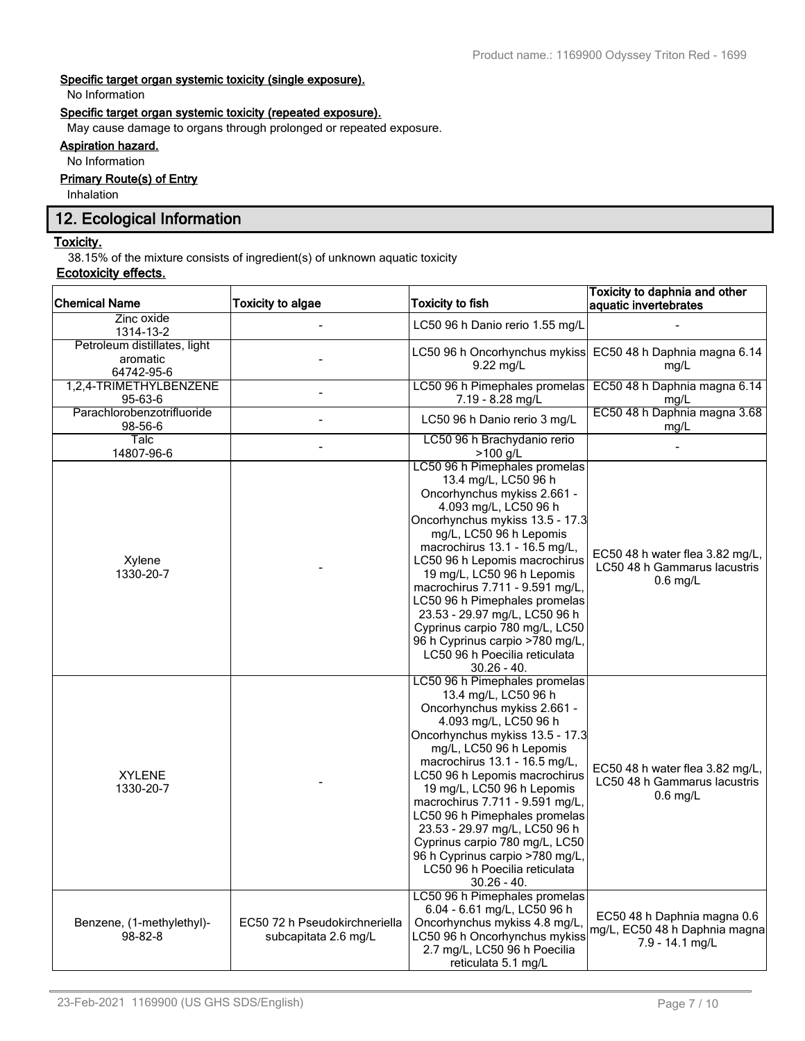**Specific target organ systemic toxicity (single exposure).**

No Information

**Specific target organ systemic toxicity (repeated exposure).**

May cause damage to organs through prolonged or repeated exposure.

**Aspiration hazard.**

No Information

**Primary Route(s) of Entry**

Inhalation

## 12. Ecological Information

**Toxicity.**

38.15% of the mixture consists of ingredient(s) of unknown aquatic toxicity

**Ecotoxicity effects.**

| Chemical Name | Toxicity to algae | Toxicity to fish | Toxicity to daphnia and other aquatic invertebrates |
|---|---|---|---|
| Zinc oxide 1314-13-2 | - | LC50 96 h Danio rerio 1.55 mg/L | - |
| Petroleum distillates, light aromatic 64742-95-6 | - | LC50 96 h Oncorhynchus mykiss 9.22 mg/L | EC50 48 h Daphnia magna 6.14 mg/L |
| 1,2,4-TRIMETHYLBENZENE 95-63-6 | - | LC50 96 h Pimephales promelas 7.19 - 8.28 mg/L | EC50 48 h Daphnia magna 6.14 mg/L |
| Parachlorobenzotrifluoride 98-56-6 | - | LC50 96 h Danio rerio 3 mg/L | EC50 48 h Daphnia magna 3.68 mg/L |
| Talc 14807-96-6 | - | LC50 96 h Brachydanio rerio >100 g/L | - |
| Xylene 1330-20-7 | - | LC50 96 h Pimephales promelas 13.4 mg/L, LC50 96 h Oncorhynchus mykiss 2.661 - 4.093 mg/L, LC50 96 h Oncorhynchus mykiss 13.5 - 17.3 mg/L, LC50 96 h Lepomis macrochirus 13.1 - 16.5 mg/L, LC50 96 h Lepomis macrochirus 19 mg/L, LC50 96 h Lepomis macrochirus 7.711 - 9.591 mg/L, LC50 96 h Pimephales promelas 23.53 - 29.97 mg/L, LC50 96 h Cyprinus carpio 780 mg/L, LC50 96 h Cyprinus carpio >780 mg/L, LC50 96 h Poecilia reticulata 30.26 - 40. | EC50 48 h water flea 3.82 mg/L, LC50 48 h Gammarus lacustris 0.6 mg/L |
| XYLENE 1330-20-7 | - | LC50 96 h Pimephales promelas 13.4 mg/L, LC50 96 h Oncorhynchus mykiss 2.661 - 4.093 mg/L, LC50 96 h Oncorhynchus mykiss 13.5 - 17.3 mg/L, LC50 96 h Lepomis macrochirus 13.1 - 16.5 mg/L, LC50 96 h Lepomis macrochirus 19 mg/L, LC50 96 h Lepomis macrochirus 7.711 - 9.591 mg/L, LC50 96 h Pimephales promelas 23.53 - 29.97 mg/L, LC50 96 h Cyprinus carpio 780 mg/L, LC50 96 h Cyprinus carpio >780 mg/L, LC50 96 h Poecilia reticulata 30.26 - 40. | EC50 48 h water flea 3.82 mg/L, LC50 48 h Gammarus lacustris 0.6 mg/L |
| Benzene, (1-methylethyl)- 98-82-8 | EC50 72 h Pseudokirchneriella subcapitata 2.6 mg/L | LC50 96 h Pimephales promelas 6.04 - 6.61 mg/L, LC50 96 h Oncorhynchus mykiss 4.8 mg/L, LC50 96 h Oncorhynchus mykiss 2.7 mg/L, LC50 96 h Poecilia reticulata 5.1 mg/L | EC50 48 h Daphnia magna 0.6 mg/L, EC50 48 h Daphnia magna 7.9 - 14.1 mg/L |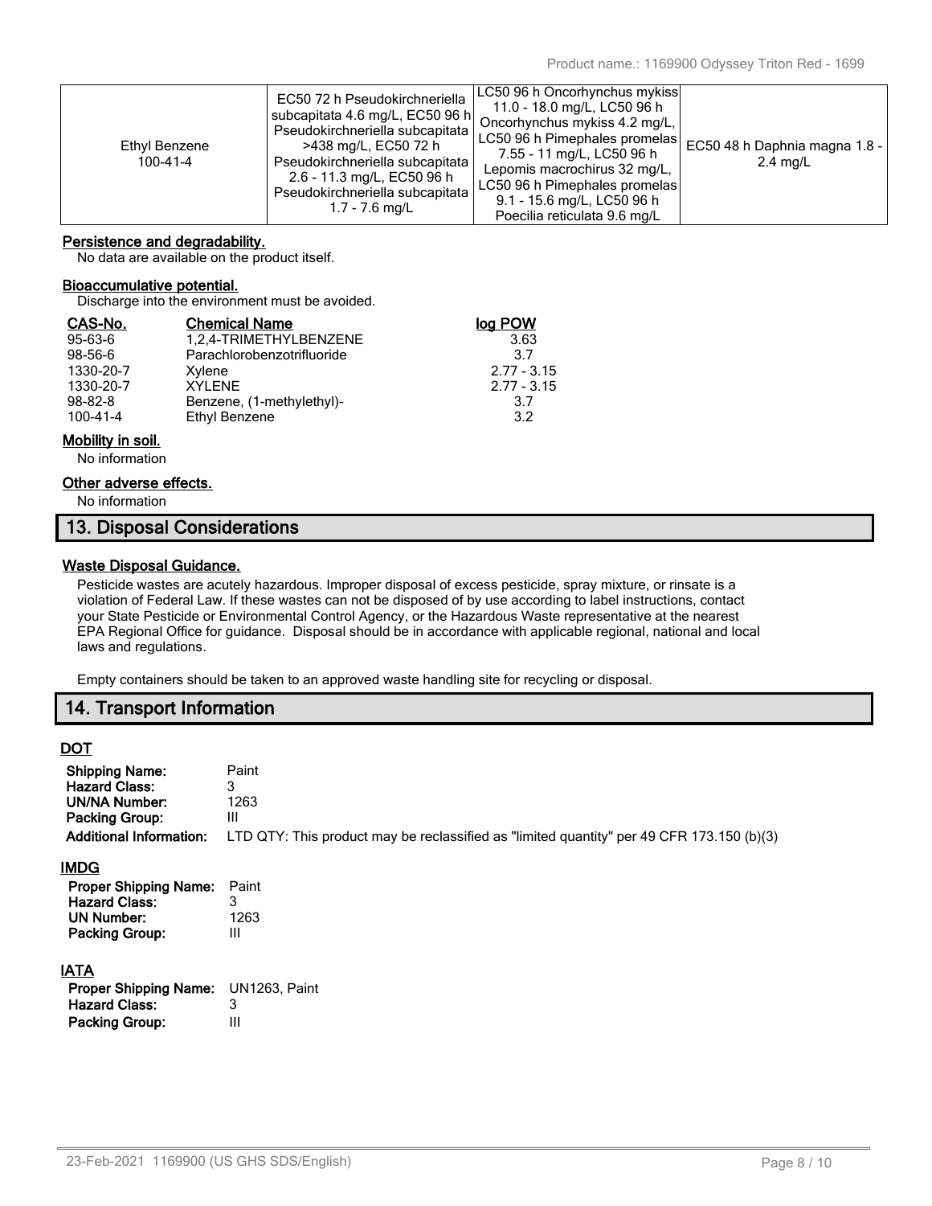| | | | |
|---|---|---|---|
| Ethyl Benzene 100-41-4 | EC50 72 h Pseudokirchneriella subcapitata 4.6 mg/L, EC50 96 h Pseudokirchneriella subcapitata >438 mg/L, EC50 72 h Pseudokirchneriella subcapitata 2.6 - 11.3 mg/L, EC50 96 h Pseudokirchneriella subcapitata 1.7 - 7.6 mg/L | LC50 96 h Oncorhynchus mykiss 11.0 - 18.0 mg/L, LC50 96 h Oncorhynchus mykiss 4.2 mg/L, LC50 96 h Pimephales promelas 7.55 - 11 mg/L, LC50 96 h Lepomis macrochirus 32 mg/L, LC50 96 h Pimephales promelas 9.1 - 15.6 mg/L, LC50 96 h Poecilia reticulata 9.6 mg/L | EC50 48 h Daphnia magna 1.8 - 2.4 mg/L |

**Persistence and degradability.**

No data are available on the product itself.

**Bioaccumulative potential.**

Discharge into the environment must be avoided.

| CAS-No. | Chemical Name | log POW |
|---|---|---|
| 95-63-6 | 1,2,4-TRIMETHYLBENZENE | 3.63 |
| 98-56-6 | Parachlorobenzotrifluoride | 3.7 |
| 1330-20-7 | Xylene | 2.77 - 3.15 |
| 1330-20-7 | XYLENE | 2.77 - 3.15 |
| 98-82-8 | Benzene, (1-methylethyl)- | 3.7 |
| 100-41-4 | Ethyl Benzene | 3.2 |

**Mobility in soil.**

No information

**Other adverse effects.**

No information

## 13. Disposal Considerations

**Waste Disposal Guidance.**

Pesticide wastes are acutely hazardous. Improper disposal of excess pesticide, spray mixture, or rinsate is a violation of Federal Law. If these wastes can not be disposed of by use according to label instructions, contact your State Pesticide or Environmental Control Agency, or the Hazardous Waste representative at the nearest EPA Regional Office for guidance. Disposal should be in accordance with applicable regional, national and local laws and regulations.

Empty containers should be taken to an approved waste handling site for recycling or disposal.

## 14. Transport Information

**DOT**

**Shipping Name:** Paint
**Hazard Class:** 3
**UN/NA Number:** 1263
**Packing Group:** III
**Additional Information:** LTD QTY: This product may be reclassified as "limited quantity" per 49 CFR 173.150 (b)(3)

**IMDG**

**Proper Shipping Name:** Paint
**Hazard Class:** 3
**UN Number:** 1263
**Packing Group:** III

**IATA**

**Proper Shipping Name:** UN1263, Paint
**Hazard Class:** 3
**Packing Group:** III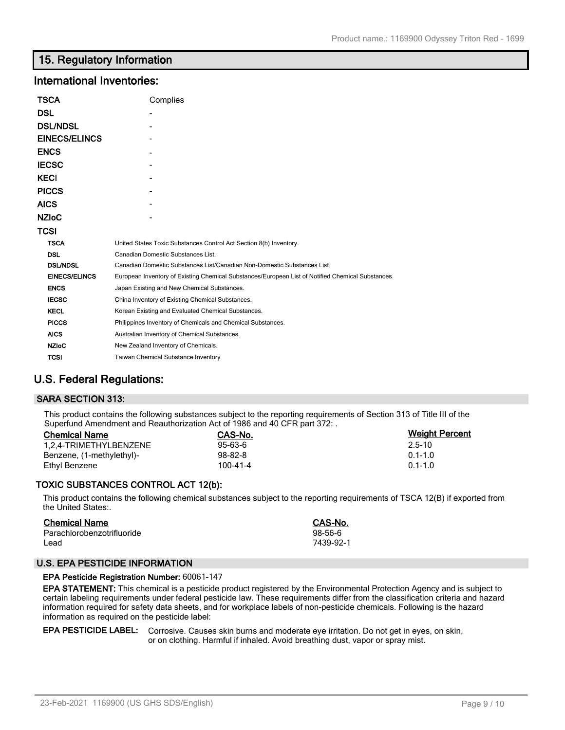## 15. Regulatory Information

### International Inventories:

| | |
|---|---|
| **TSCA** | Complies |
| **DSL** | - |
| **DSL/NDSL** | - |
| **EINECS/ELINCS** | - |
| **ENCS** | - |
| **IECSC** | - |
| **KECI** | - |
| **PICCS** | - |
| **AICS** | - |
| **NZIoC** | - |
| **TCSI** | |

| | |
|---|---|
| **TSCA** | United States Toxic Substances Control Act Section 8(b) Inventory. |
| **DSL** | Canadian Domestic Substances List. |
| **DSL/NDSL** | Canadian Domestic Substances List/Canadian Non-Domestic Substances List |
| **EINECS/ELINCS** | European Inventory of Existing Chemical Substances/European List of Notified Chemical Substances. |
| **ENCS** | Japan Existing and New Chemical Substances. |
| **IECSC** | China Inventory of Existing Chemical Substances. |
| **KECL** | Korean Existing and Evaluated Chemical Substances. |
| **PICCS** | Philippines Inventory of Chemicals and Chemical Substances. |
| **AICS** | Australian Inventory of Chemical Substances. |
| **NZIoC** | New Zealand Inventory of Chemicals. |
| **TCSI** | Taiwan Chemical Substance Inventory |

### U.S. Federal Regulations:

#### SARA SECTION 313:

This product contains the following substances subject to the reporting requirements of Section 313 of Title III of the Superfund Amendment and Reauthorization Act of 1986 and 40 CFR part 372: .

| Chemical Name | CAS-No. | Weight Percent |
|---|---|---|
| 1,2,4-TRIMETHYLBENZENE | 95-63-6 | 2.5-10 |
| Benzene, (1-methylethyl)- | 98-82-8 | 0.1-1.0 |
| Ethyl Benzene | 100-41-4 | 0.1-1.0 |

#### TOXIC SUBSTANCES CONTROL ACT 12(b):

This product contains the following chemical substances subject to the reporting requirements of TSCA 12(B) if exported from the United States:.

| Chemical Name | CAS-No. |
|---|---|
| Parachlorobenzotrifluoride | 98-56-6 |
| Lead | 7439-92-1 |

#### U.S. EPA PESTICIDE INFORMATION

**EPA Pesticide Registration Number:** 60061-147

**EPA STATEMENT:** This chemical is a pesticide product registered by the Environmental Protection Agency and is subject to certain labeling requirements under federal pesticide law. These requirements differ from the classification criteria and hazard information required for safety data sheets, and for workplace labels of non-pesticide chemicals. Following is the hazard information as required on the pesticide label:

**EPA PESTICIDE LABEL:** Corrosive. Causes skin burns and moderate eye irritation. Do not get in eyes, on skin, or on clothing. Harmful if inhaled. Avoid breathing dust, vapor or spray mist.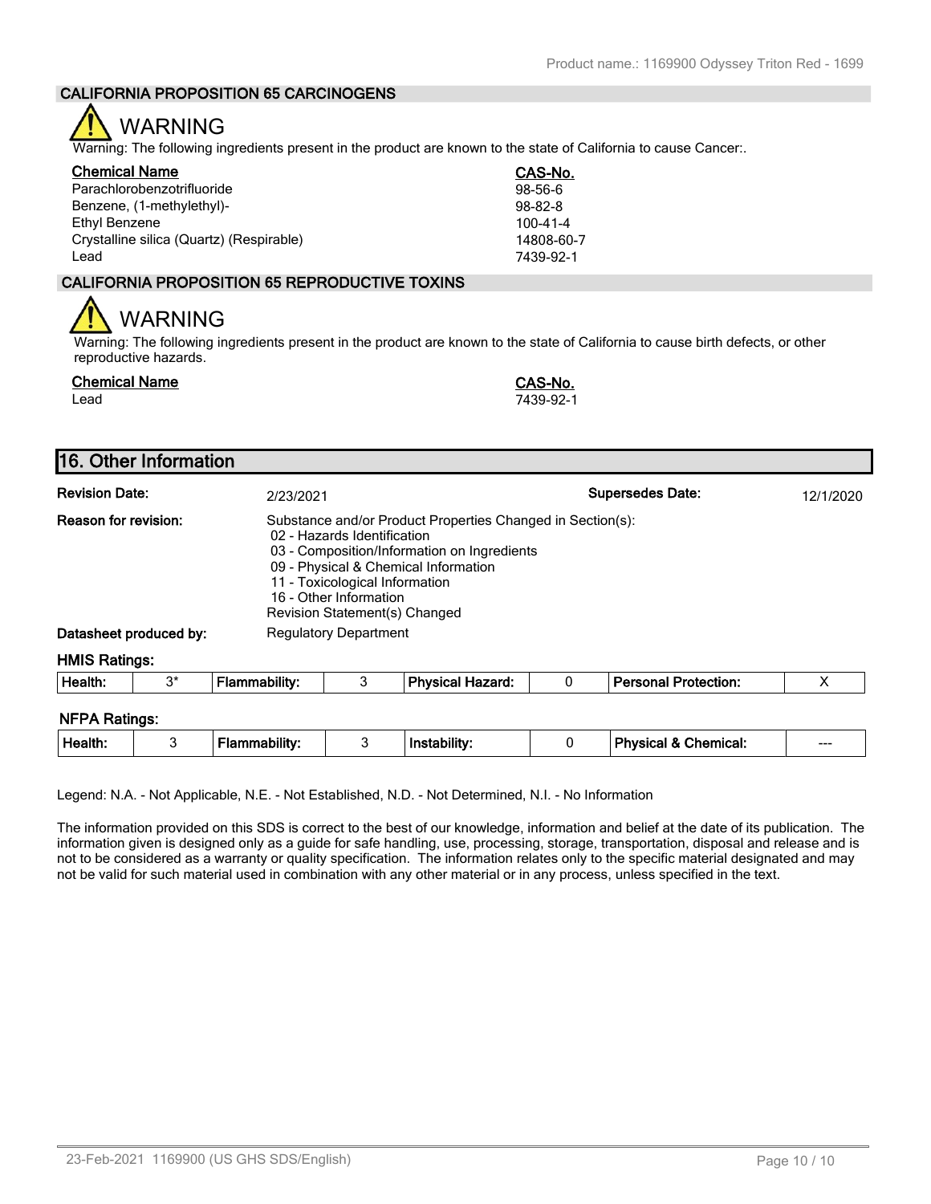### CALIFORNIA PROPOSITION 65 CARCINOGENS

**WARNING**

Warning: The following ingredients present in the product are known to the state of California to cause Cancer:.

| Chemical Name | CAS-No. |
| --- | --- |
| Parachlorobenzotrifluoride | 98-56-6 |
| Benzene, (1-methylethyl)- | 98-82-8 |
| Ethyl Benzene | 100-41-4 |
| Crystalline silica (Quartz) (Respirable) | 14808-60-7 |
| Lead | 7439-92-1 |

### CALIFORNIA PROPOSITION 65 REPRODUCTIVE TOXINS

**WARNING**

Warning: The following ingredients present in the product are known to the state of California to cause birth defects, or other reproductive hazards.

| Chemical Name | CAS-No. |
| --- | --- |
| Lead | 7439-92-1 |

## 16. Other Information

**Revision Date:** 2/23/2021 **Supersedes Date:** 12/1/2020

**Reason for revision:** Substance and/or Product Properties Changed in Section(s):
- 02 - Hazards Identification
- 03 - Composition/Information on Ingredients
- 09 - Physical & Chemical Information
- 11 - Toxicological Information
- 16 - Other Information

Revision Statement(s) Changed

**Datasheet produced by:** Regulatory Department

**HMIS Ratings:**

| | | | | | | | |
| --- | --- | --- | --- | --- | --- | --- | --- |
| **Health:** | 3* | **Flammability:** | 3 | **Physical Hazard:** | 0 | **Personal Protection:** | X |

**NFPA Ratings:**

| | | | | | | | |
| --- | --- | --- | --- | --- | --- | --- | --- |
| **Health:** | 3 | **Flammability:** | 3 | **Instability:** | 0 | **Physical & Chemical:** | --- |

Legend: N.A. - Not Applicable, N.E. - Not Established, N.D. - Not Determined, N.I. - No Information

The information provided on this SDS is correct to the best of our knowledge, information and belief at the date of its publication. The information given is designed only as a guide for safe handling, use, processing, storage, transportation, disposal and release and is not to be considered as a warranty or quality specification. The information relates only to the specific material designated and may not be valid for such material used in combination with any other material or in any process, unless specified in the text.